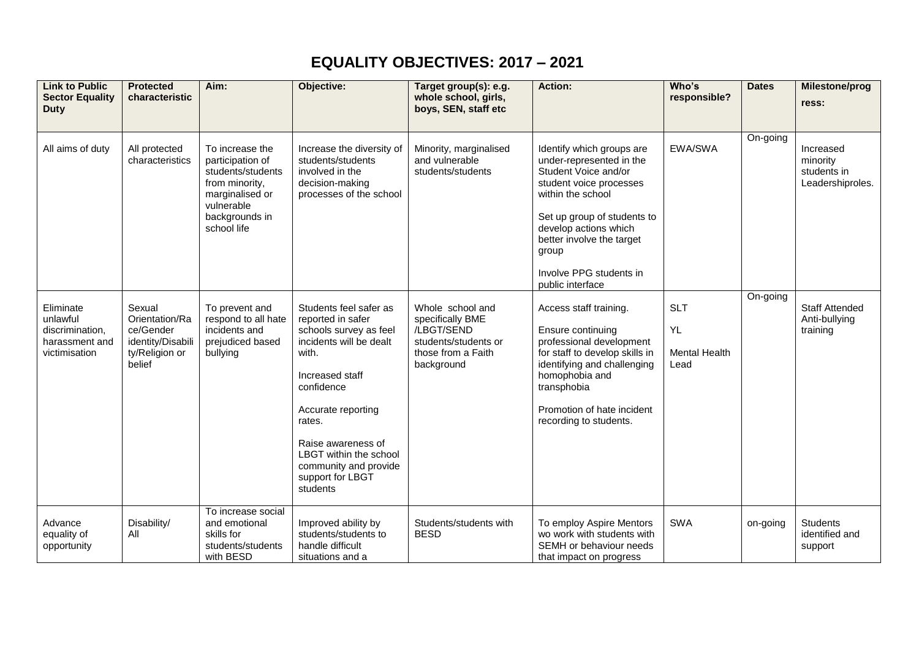# EQUALITY OBJECTIVES: 2017 – 2021

| Link to Public Sector Equality Duty | Protected characteristic | Aim: | Objective: | Target group(s): e.g. whole school, girls, boys, SEN, staff etc | Action: | Who's responsible? | Dates | Milestone/progress: |
|---|---|---|---|---|---|---|---|---|
| All aims of duty | All protected characteristics | To increase the participation of students/students from minority, marginalised or vulnerable backgrounds in school life | Increase the diversity of students/students involved in the decision-making processes of the school | Minority, marginalised and vulnerable students/students | Identify which groups are under-represented in the Student Voice and/or student voice processes within the school<br><br>Set up group of students to develop actions which better involve the target group<br><br>Involve PPG students in public interface | EWA/SWA | On-going | Increased minority students in Leadershiproles. |
| Eliminate unlawful discrimination, harassment and victimisation | Sexual Orientation/Race/Gender identity/Disability/Religion or belief | To prevent and respond to all hate incidents and prejudiced based bullying | Students feel safer as reported in safer schools survey as feel incidents will be dealt with.<br><br>Increased staff confidence<br><br>Accurate reporting rates.<br><br>Raise awareness of LBGT within the school community and provide support for LBGT students | Whole school and specifically BME /LBGT/SEND students/students or those from a Faith background | Access staff training.<br><br>Ensure continuing professional development for staff to develop skills in identifying and challenging homophobia and transphobia<br><br>Promotion of hate incident recording to students. | SLT<br><br>YL<br><br>Mental Health Lead | On-going | Staff Attended Anti-bullying training |
| Advance equality of opportunity | Disability/ All | To increase social and emotional skills for students/students with BESD | Improved ability by students/students to handle difficult situations and a | Students/students with BESD | To employ Aspire Mentors wo work with students with SEMH or behaviour needs that impact on progress | SWA | on-going | Students identified and support |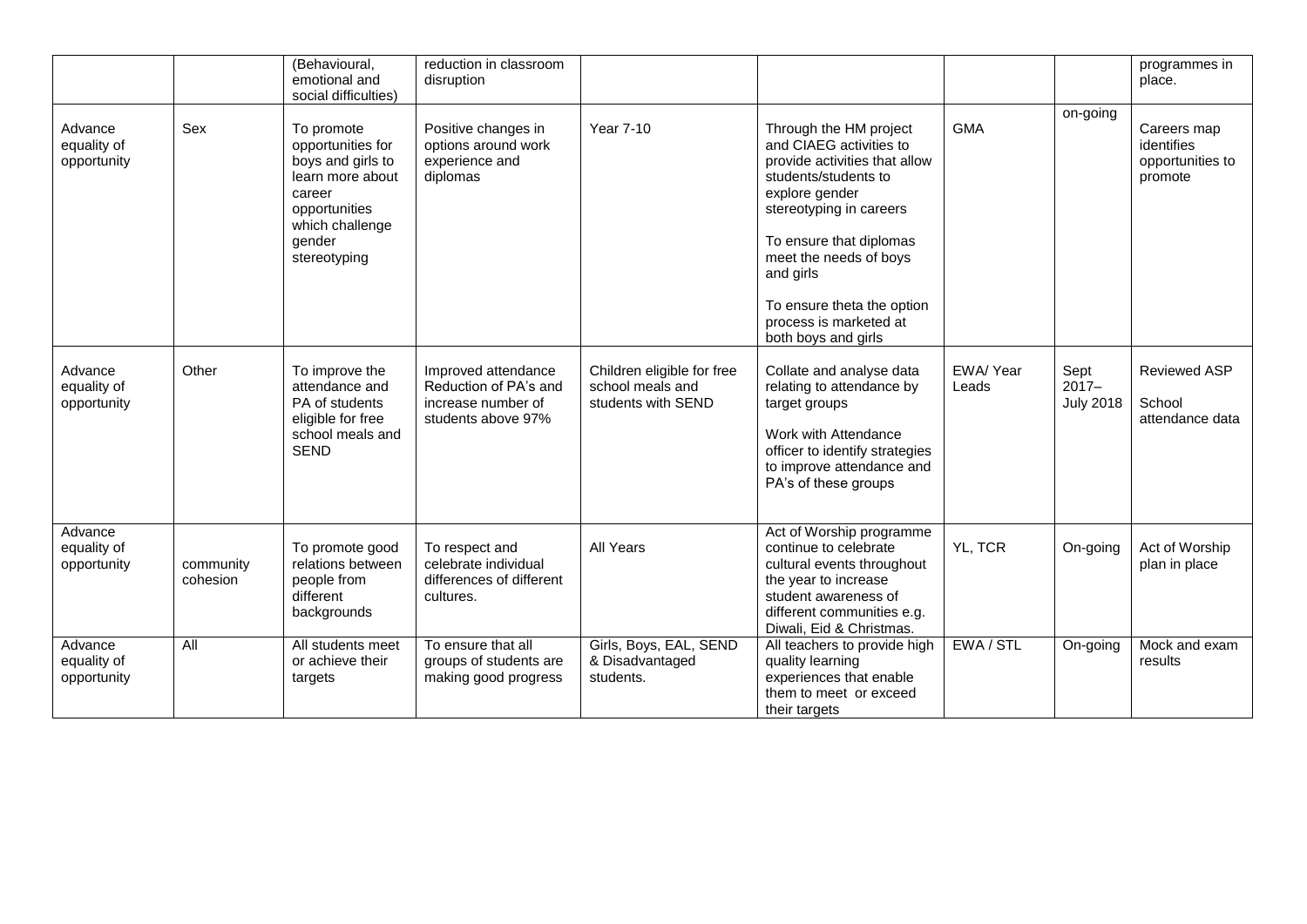| | | | | | | | | |
|---|---|---|---|---|---|---|---|---|
| | | (Behavioural, emotional and social difficulties) | reduction in classroom disruption | | | | | programmes in place. |
| Advance equality of opportunity | Sex | To promote opportunities for boys and girls to learn more about career opportunities which challenge gender stereotyping | Positive changes in options around work experience and diplomas | Year 7-10 | Through the HM project and CIAEG activities to provide activities that allow students/students to explore gender stereotyping in careers<br><br>To ensure that diplomas meet the needs of boys and girls<br><br>To ensure theta the option process is marketed at both boys and girls | GMA | on-going | Careers map identifies opportunities to promote |
| Advance equality of opportunity | Other | To improve the attendance and PA of students eligible for free school meals and SEND | Improved attendance Reduction of PA's and increase number of students above 97% | Children eligible for free school meals and students with SEND | Collate and analyse data relating to attendance by target groups<br><br>Work with Attendance officer to identify strategies to improve attendance and PA's of these groups | EWA/ Year Leads | Sept 2017– July 2018 | Reviewed ASP<br><br>School attendance data |
| Advance equality of opportunity | community cohesion | To promote good relations between people from different backgrounds | To respect and celebrate individual differences of different cultures. | All Years | Act of Worship programme continue to celebrate cultural events throughout the year to increase student awareness of different communities e.g. Diwali, Eid & Christmas. | YL, TCR | On-going | Act of Worship plan in place |
| Advance equality of opportunity | All | All students meet or achieve their targets | To ensure that all groups of students are making good progress | Girls, Boys, EAL, SEND & Disadvantaged students. | All teachers to provide high quality learning experiences that enable them to meet or exceed their targets | EWA / STL | On-going | Mock and exam results |